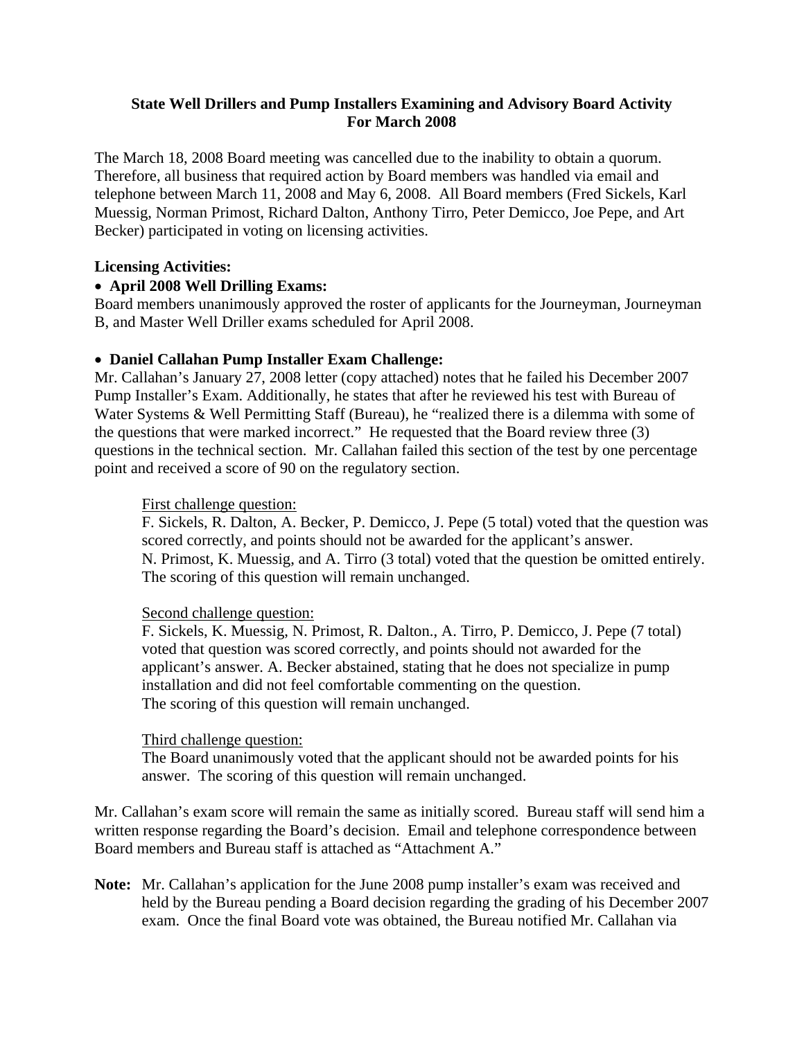**State Well Drillers and Pump Installers Examining and Advisory Board Activity For March 2008**

The March 18, 2008 Board meeting was cancelled due to the inability to obtain a quorum. Therefore, all business that required action by Board members was handled via email and telephone between March 11, 2008 and May 6, 2008. All Board members (Fred Sickels, Karl Muessig, Norman Primost, Richard Dalton, Anthony Tirro, Peter Demicco, Joe Pepe, and Art Becker) participated in voting on licensing activities.

**Licensing Activities:**

- **April 2008 Well Drilling Exams:**

Board members unanimously approved the roster of applicants for the Journeyman, Journeyman B, and Master Well Driller exams scheduled for April 2008.

- **Daniel Callahan Pump Installer Exam Challenge:**

Mr. Callahan's January 27, 2008 letter (copy attached) notes that he failed his December 2007 Pump Installer's Exam. Additionally, he states that after he reviewed his test with Bureau of Water Systems & Well Permitting Staff (Bureau), he "realized there is a dilemma with some of the questions that were marked incorrect." He requested that the Board review three (3) questions in the technical section. Mr. Callahan failed this section of the test by one percentage point and received a score of 90 on the regulatory section.

First challenge question:
F. Sickels, R. Dalton, A. Becker, P. Demicco, J. Pepe (5 total) voted that the question was scored correctly, and points should not be awarded for the applicant's answer. N. Primost, K. Muessig, and A. Tirro (3 total) voted that the question be omitted entirely. The scoring of this question will remain unchanged.

Second challenge question:
F. Sickels, K. Muessig, N. Primost, R. Dalton., A. Tirro, P. Demicco, J. Pepe (7 total) voted that question was scored correctly, and points should not awarded for the applicant's answer. A. Becker abstained, stating that he does not specialize in pump installation and did not feel comfortable commenting on the question. The scoring of this question will remain unchanged.

Third challenge question:
The Board unanimously voted that the applicant should not be awarded points for his answer. The scoring of this question will remain unchanged.

Mr. Callahan's exam score will remain the same as initially scored. Bureau staff will send him a written response regarding the Board's decision. Email and telephone correspondence between Board members and Bureau staff is attached as "Attachment A."

**Note:** Mr. Callahan's application for the June 2008 pump installer's exam was received and held by the Bureau pending a Board decision regarding the grading of his December 2007 exam. Once the final Board vote was obtained, the Bureau notified Mr. Callahan via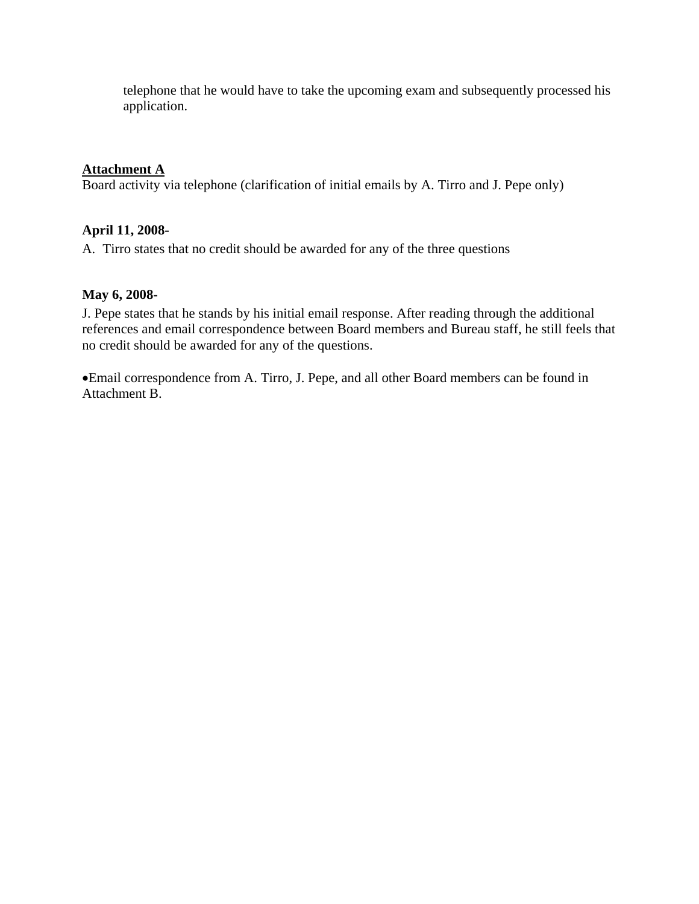telephone that he would have to take the upcoming exam and subsequently processed his application.

**Attachment A**

Board activity via telephone (clarification of initial emails by A. Tirro and J. Pepe only)

**April 11, 2008-**

A. Tirro states that no credit should be awarded for any of the three questions

**May 6, 2008-**

J. Pepe states that he stands by his initial email response. After reading through the additional references and email correspondence between Board members and Bureau staff, he still feels that no credit should be awarded for any of the questions.

- Email correspondence from A. Tirro, J. Pepe, and all other Board members can be found in Attachment B.